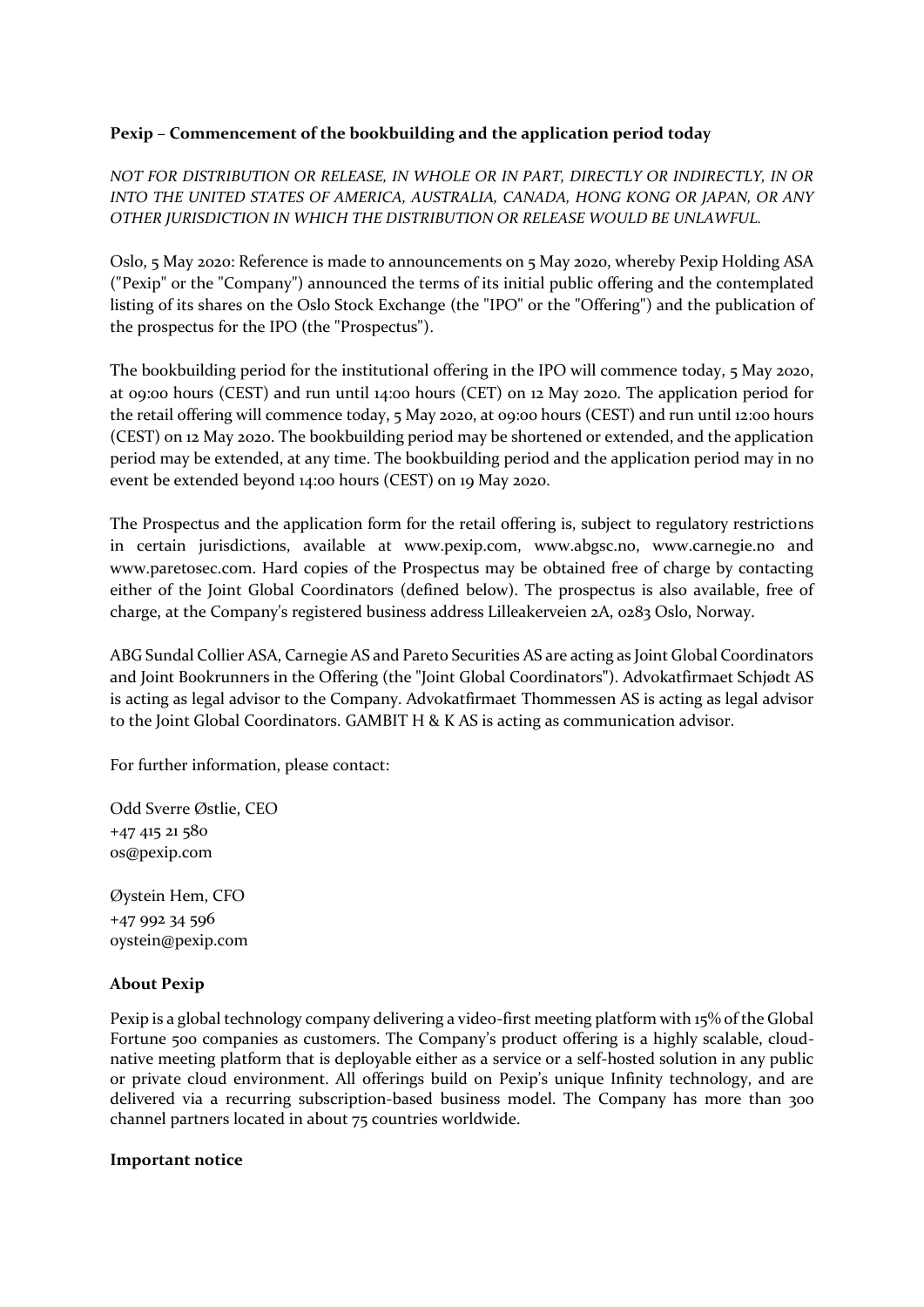**Pexip – Commencement of the bookbuilding and the application period today**

*NOT FOR DISTRIBUTION OR RELEASE, IN WHOLE OR IN PART, DIRECTLY OR INDIRECTLY, IN OR INTO THE UNITED STATES OF AMERICA, AUSTRALIA, CANADA, HONG KONG OR JAPAN, OR ANY OTHER JURISDICTION IN WHICH THE DISTRIBUTION OR RELEASE WOULD BE UNLAWFUL.*

Oslo, 5 May 2020: Reference is made to announcements on 5 May 2020, whereby Pexip Holding ASA ("Pexip" or the "Company") announced the terms of its initial public offering and the contemplated listing of its shares on the Oslo Stock Exchange (the "IPO" or the "Offering") and the publication of the prospectus for the IPO (the "Prospectus").

The bookbuilding period for the institutional offering in the IPO will commence today, 5 May 2020, at 09:00 hours (CEST) and run until 14:00 hours (CET) on 12 May 2020. The application period for the retail offering will commence today, 5 May 2020, at 09:00 hours (CEST) and run until 12:00 hours (CEST) on 12 May 2020. The bookbuilding period may be shortened or extended, and the application period may be extended, at any time. The bookbuilding period and the application period may in no event be extended beyond 14:00 hours (CEST) on 19 May 2020.

The Prospectus and the application form for the retail offering is, subject to regulatory restrictions in certain jurisdictions, available at www.pexip.com, www.abgsc.no, www.carnegie.no and www.paretosec.com. Hard copies of the Prospectus may be obtained free of charge by contacting either of the Joint Global Coordinators (defined below). The prospectus is also available, free of charge, at the Company's registered business address Lilleakerveien 2A, 0283 Oslo, Norway.

ABG Sundal Collier ASA, Carnegie AS and Pareto Securities AS are acting as Joint Global Coordinators and Joint Bookrunners in the Offering (the "Joint Global Coordinators"). Advokatfirmaet Schjødt AS is acting as legal advisor to the Company. Advokatfirmaet Thommessen AS is acting as legal advisor to the Joint Global Coordinators. GAMBIT H & K AS is acting as communication advisor.

For further information, please contact:

Odd Sverre Østlie, CEO
+47 415 21 580
os@pexip.com

Øystein Hem, CFO
+47 992 34 596
oystein@pexip.com

**About Pexip**

Pexip is a global technology company delivering a video-first meeting platform with 15% of the Global Fortune 500 companies as customers. The Company's product offering is a highly scalable, cloud-native meeting platform that is deployable either as a service or a self-hosted solution in any public or private cloud environment. All offerings build on Pexip's unique Infinity technology, and are delivered via a recurring subscription-based business model. The Company has more than 300 channel partners located in about 75 countries worldwide.

**Important notice**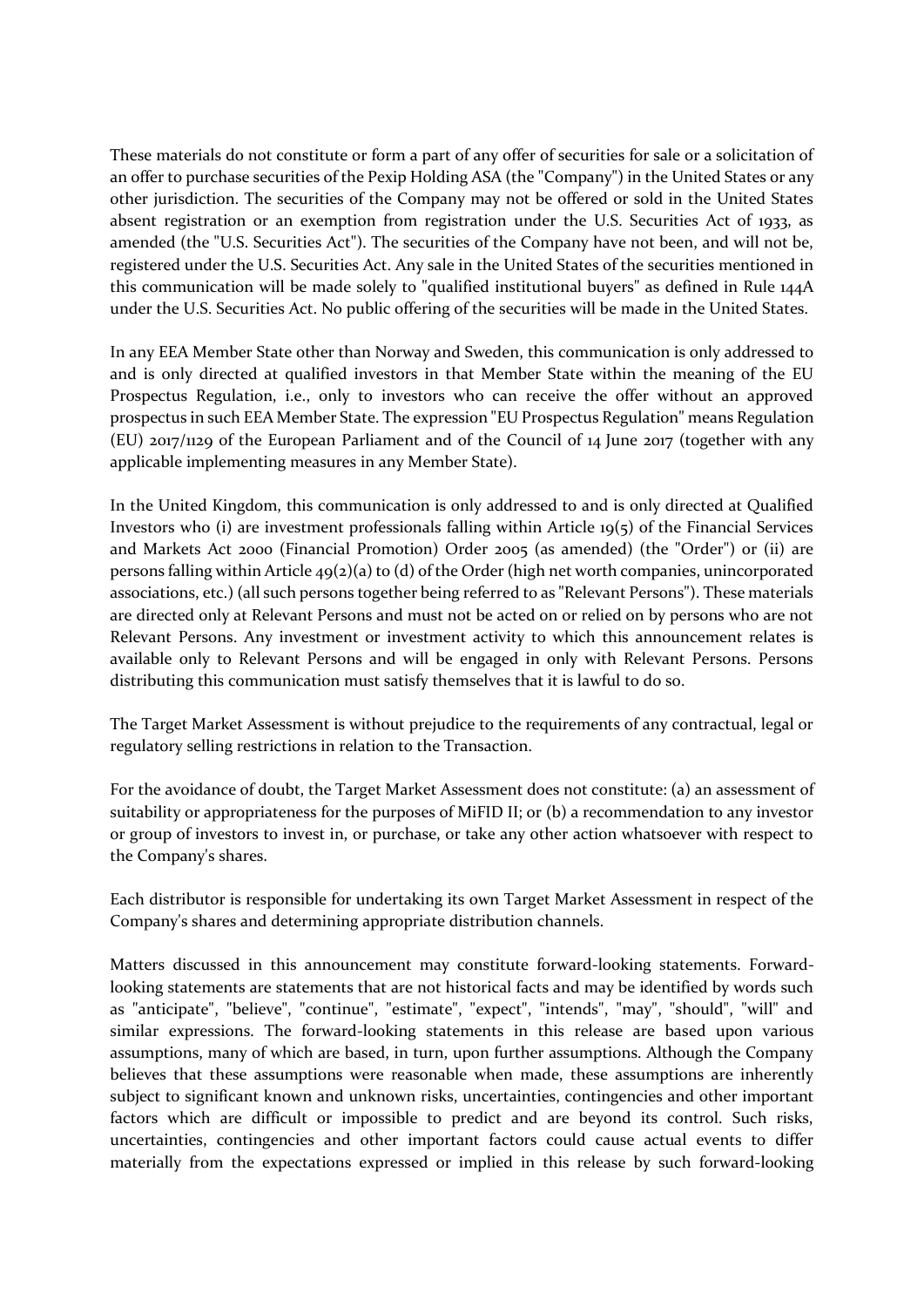These materials do not constitute or form a part of any offer of securities for sale or a solicitation of an offer to purchase securities of the Pexip Holding ASA (the "Company") in the United States or any other jurisdiction. The securities of the Company may not be offered or sold in the United States absent registration or an exemption from registration under the U.S. Securities Act of 1933, as amended (the "U.S. Securities Act"). The securities of the Company have not been, and will not be, registered under the U.S. Securities Act. Any sale in the United States of the securities mentioned in this communication will be made solely to "qualified institutional buyers" as defined in Rule 144A under the U.S. Securities Act. No public offering of the securities will be made in the United States.

In any EEA Member State other than Norway and Sweden, this communication is only addressed to and is only directed at qualified investors in that Member State within the meaning of the EU Prospectus Regulation, i.e., only to investors who can receive the offer without an approved prospectus in such EEA Member State. The expression "EU Prospectus Regulation" means Regulation (EU) 2017/1129 of the European Parliament and of the Council of 14 June 2017 (together with any applicable implementing measures in any Member State).

In the United Kingdom, this communication is only addressed to and is only directed at Qualified Investors who (i) are investment professionals falling within Article 19(5) of the Financial Services and Markets Act 2000 (Financial Promotion) Order 2005 (as amended) (the "Order") or (ii) are persons falling within Article 49(2)(a) to (d) of the Order (high net worth companies, unincorporated associations, etc.) (all such persons together being referred to as "Relevant Persons"). These materials are directed only at Relevant Persons and must not be acted on or relied on by persons who are not Relevant Persons. Any investment or investment activity to which this announcement relates is available only to Relevant Persons and will be engaged in only with Relevant Persons. Persons distributing this communication must satisfy themselves that it is lawful to do so.

The Target Market Assessment is without prejudice to the requirements of any contractual, legal or regulatory selling restrictions in relation to the Transaction.

For the avoidance of doubt, the Target Market Assessment does not constitute: (a) an assessment of suitability or appropriateness for the purposes of MiFID II; or (b) a recommendation to any investor or group of investors to invest in, or purchase, or take any other action whatsoever with respect to the Company's shares.

Each distributor is responsible for undertaking its own Target Market Assessment in respect of the Company's shares and determining appropriate distribution channels.

Matters discussed in this announcement may constitute forward-looking statements. Forward-looking statements are statements that are not historical facts and may be identified by words such as "anticipate", "believe", "continue", "estimate", "expect", "intends", "may", "should", "will" and similar expressions. The forward-looking statements in this release are based upon various assumptions, many of which are based, in turn, upon further assumptions. Although the Company believes that these assumptions were reasonable when made, these assumptions are inherently subject to significant known and unknown risks, uncertainties, contingencies and other important factors which are difficult or impossible to predict and are beyond its control. Such risks, uncertainties, contingencies and other important factors could cause actual events to differ materially from the expectations expressed or implied in this release by such forward-looking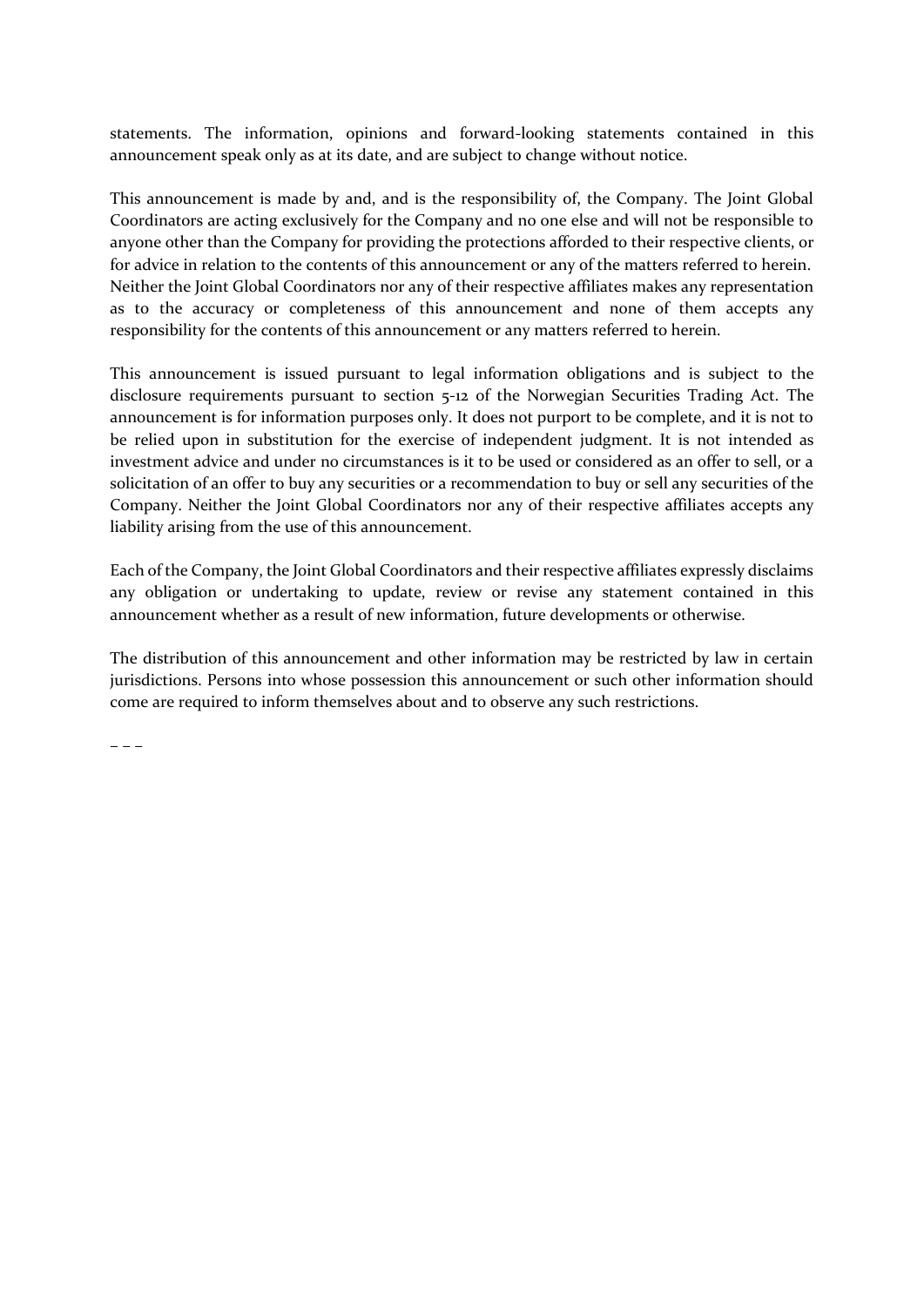statements. The information, opinions and forward-looking statements contained in this announcement speak only as at its date, and are subject to change without notice.

This announcement is made by and, and is the responsibility of, the Company. The Joint Global Coordinators are acting exclusively for the Company and no one else and will not be responsible to anyone other than the Company for providing the protections afforded to their respective clients, or for advice in relation to the contents of this announcement or any of the matters referred to herein. Neither the Joint Global Coordinators nor any of their respective affiliates makes any representation as to the accuracy or completeness of this announcement and none of them accepts any responsibility for the contents of this announcement or any matters referred to herein.

This announcement is issued pursuant to legal information obligations and is subject to the disclosure requirements pursuant to section 5-12 of the Norwegian Securities Trading Act. The announcement is for information purposes only. It does not purport to be complete, and it is not to be relied upon in substitution for the exercise of independent judgment. It is not intended as investment advice and under no circumstances is it to be used or considered as an offer to sell, or a solicitation of an offer to buy any securities or a recommendation to buy or sell any securities of the Company. Neither the Joint Global Coordinators nor any of their respective affiliates accepts any liability arising from the use of this announcement.

Each of the Company, the Joint Global Coordinators and their respective affiliates expressly disclaims any obligation or undertaking to update, review or revise any statement contained in this announcement whether as a result of new information, future developments or otherwise.

The distribution of this announcement and other information may be restricted by law in certain jurisdictions. Persons into whose possession this announcement or such other information should come are required to inform themselves about and to observe any such restrictions.

– – –